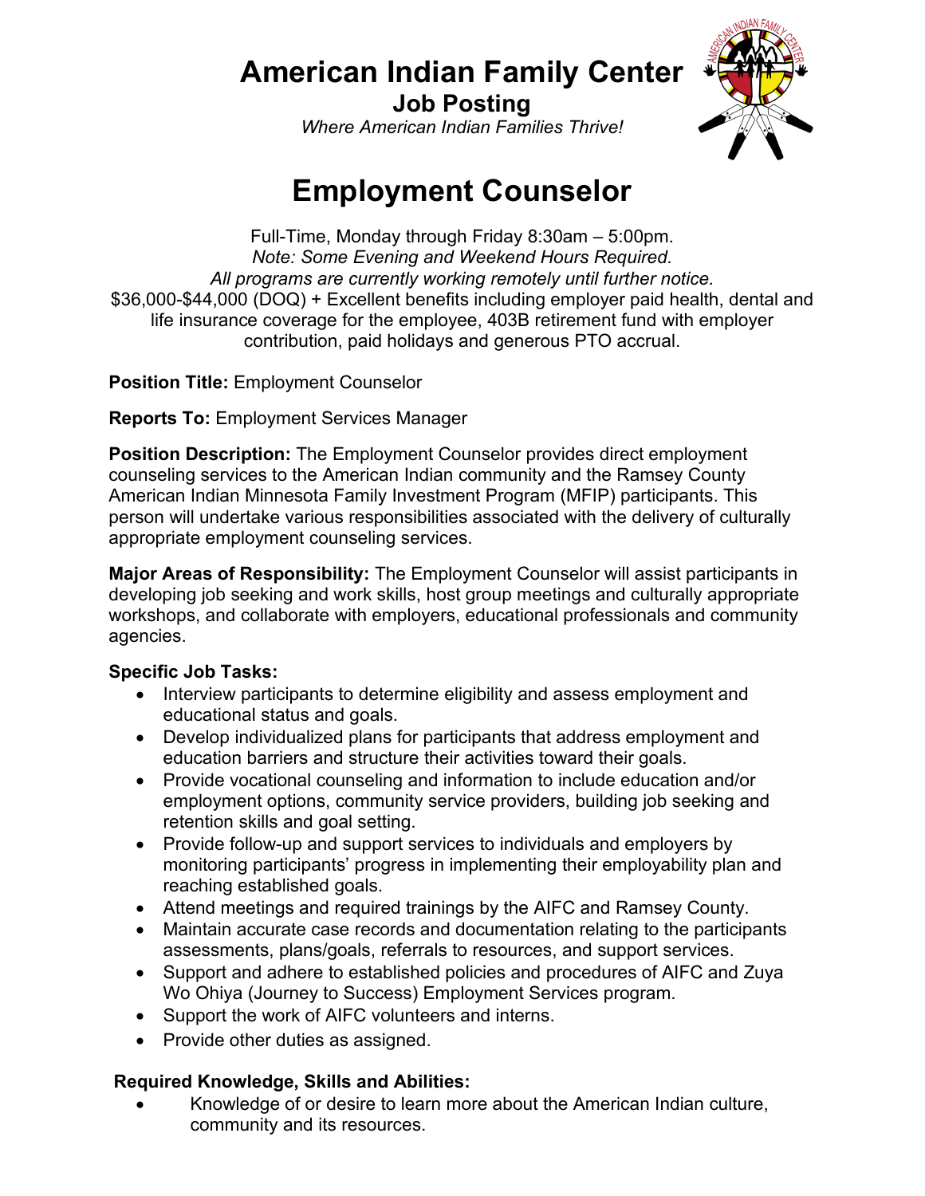# American Indian Family Center

## Job Posting

*Where American Indian Families Thrive!*

# Employment Counselor

Full-Time, Monday through Friday 8:30am – 5:00pm.
*Note: Some Evening and Weekend Hours Required.*
*All programs are currently working remotely until further notice.*
$36,000-$44,000 (DOQ) + Excellent benefits including employer paid health, dental and life insurance coverage for the employee, 403B retirement fund with employer contribution, paid holidays and generous PTO accrual.

**Position Title:** Employment Counselor

**Reports To:** Employment Services Manager

**Position Description:** The Employment Counselor provides direct employment counseling services to the American Indian community and the Ramsey County American Indian Minnesota Family Investment Program (MFIP) participants. This person will undertake various responsibilities associated with the delivery of culturally appropriate employment counseling services.

**Major Areas of Responsibility:** The Employment Counselor will assist participants in developing job seeking and work skills, host group meetings and culturally appropriate workshops, and collaborate with employers, educational professionals and community agencies.

**Specific Job Tasks:**

- Interview participants to determine eligibility and assess employment and educational status and goals.
- Develop individualized plans for participants that address employment and education barriers and structure their activities toward their goals.
- Provide vocational counseling and information to include education and/or employment options, community service providers, building job seeking and retention skills and goal setting.
- Provide follow-up and support services to individuals and employers by monitoring participants' progress in implementing their employability plan and reaching established goals.
- Attend meetings and required trainings by the AIFC and Ramsey County.
- Maintain accurate case records and documentation relating to the participants assessments, plans/goals, referrals to resources, and support services.
- Support and adhere to established policies and procedures of AIFC and Zuya Wo Ohiya (Journey to Success) Employment Services program.
- Support the work of AIFC volunteers and interns.
- Provide other duties as assigned.

**Required Knowledge, Skills and Abilities:**

- Knowledge of or desire to learn more about the American Indian culture, community and its resources.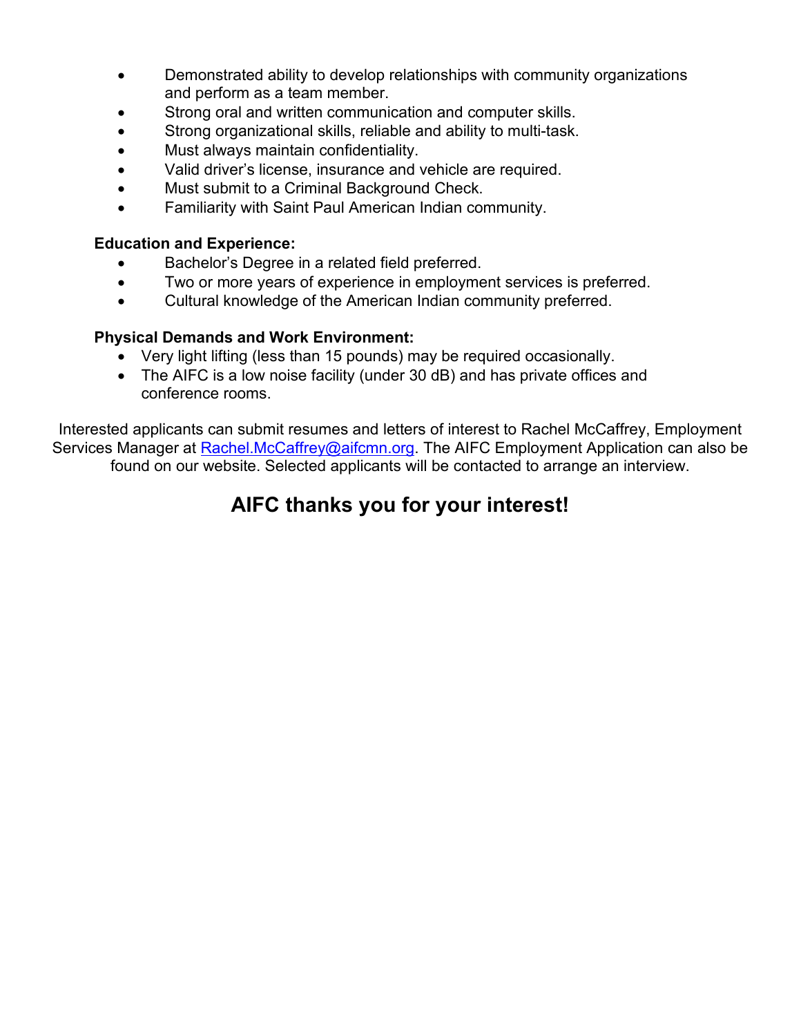- Demonstrated ability to develop relationships with community organizations and perform as a team member.
- Strong oral and written communication and computer skills.
- Strong organizational skills, reliable and ability to multi-task.
- Must always maintain confidentiality.
- Valid driver's license, insurance and vehicle are required.
- Must submit to a Criminal Background Check.
- Familiarity with Saint Paul American Indian community.

**Education and Experience:**

- Bachelor's Degree in a related field preferred.
- Two or more years of experience in employment services is preferred.
- Cultural knowledge of the American Indian community preferred.

**Physical Demands and Work Environment:**

- Very light lifting (less than 15 pounds) may be required occasionally.
- The AIFC is a low noise facility (under 30 dB) and has private offices and conference rooms.

Interested applicants can submit resumes and letters of interest to Rachel McCaffrey, Employment Services Manager at Rachel.McCaffrey@aifcmn.org. The AIFC Employment Application can also be found on our website. Selected applicants will be contacted to arrange an interview.

## AIFC thanks you for your interest!